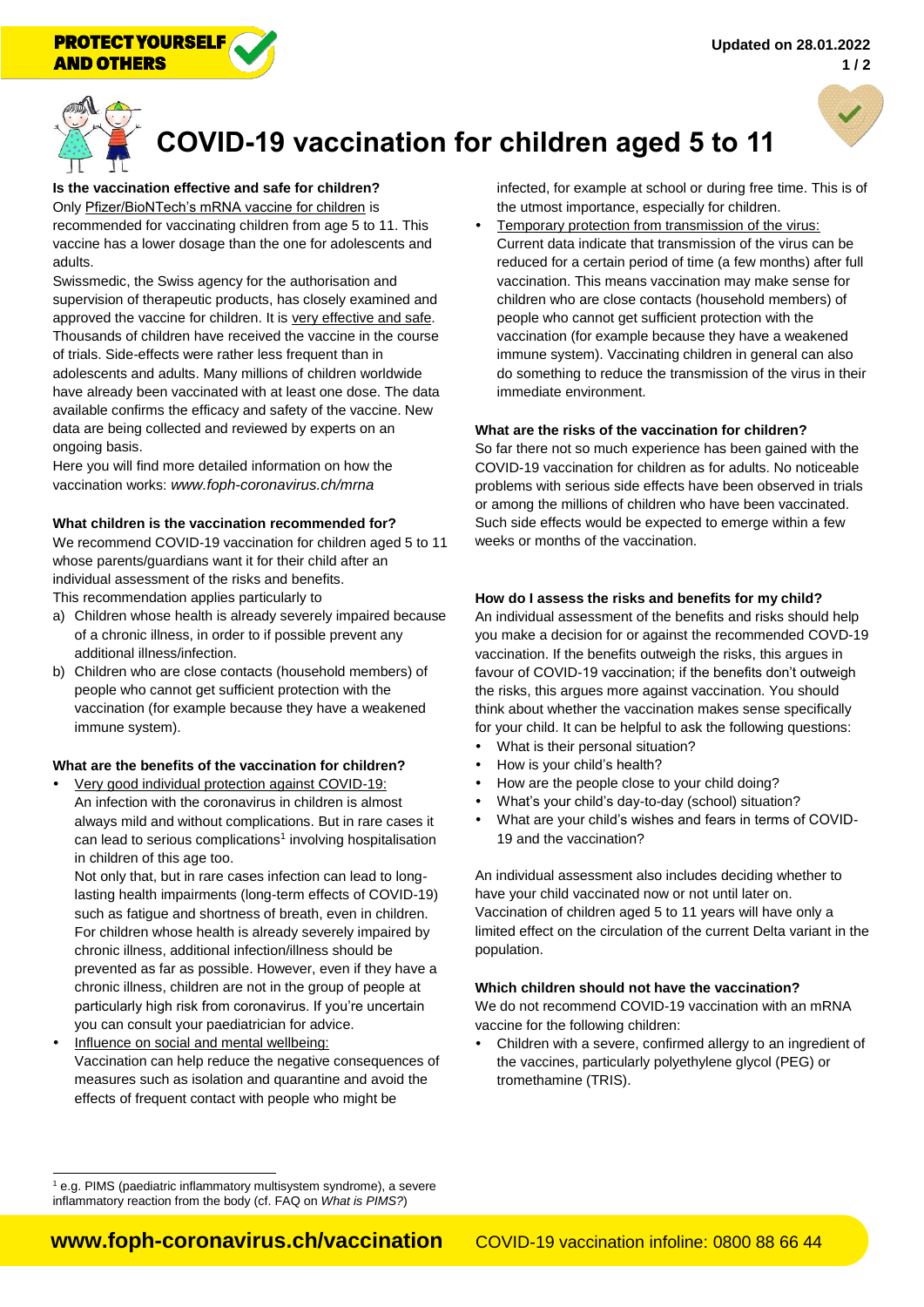PROTECT YOURSELF AND OTHERS

Updated on 28.01.2022

# COVID-19 vaccination for children aged 5 to 11

**Is the vaccination effective and safe for children?**

Only Pfizer/BioNTech's mRNA vaccine for children is recommended for vaccinating children from age 5 to 11. This vaccine has a lower dosage than the one for adolescents and adults.

Swissmedic, the Swiss agency for the authorisation and supervision of therapeutic products, has closely examined and approved the vaccine for children. It is very effective and safe. Thousands of children have received the vaccine in the course of trials. Side-effects were rather less frequent than in adolescents and adults. Many millions of children worldwide have already been vaccinated with at least one dose. The data available confirms the efficacy and safety of the vaccine. New data are being collected and reviewed by experts on an ongoing basis.

Here you will find more detailed information on how the vaccination works: *www.foph-coronavirus.ch/mrna*

**What children is the vaccination recommended for?**

We recommend COVID-19 vaccination for children aged 5 to 11 whose parents/guardians want it for their child after an individual assessment of the risks and benefits.

This recommendation applies particularly to

a) Children whose health is already severely impaired because of a chronic illness, in order to if possible prevent any additional illness/infection.
b) Children who are close contacts (household members) of people who cannot get sufficient protection with the vaccination (for example because they have a weakened immune system).

**What are the benefits of the vaccination for children?**

- Very good individual protection against COVID-19:
  An infection with the coronavirus in children is almost always mild and without complications. But in rare cases it can lead to serious complications[1] involving hospitalisation in children of this age too.
  Not only that, but in rare cases infection can lead to long-lasting health impairments (long-term effects of COVID-19) such as fatigue and shortness of breath, even in children. For children whose health is already severely impaired by chronic illness, additional infection/illness should be prevented as far as possible. However, even if they have a chronic illness, children are not in the group of people at particularly high risk from coronavirus. If you're uncertain you can consult your paediatrician for advice.
- Influence on social and mental wellbeing:
  Vaccination can help reduce the negative consequences of measures such as isolation and quarantine and avoid the effects of frequent contact with people who might be infected, for example at school or during free time. This is of the utmost importance, especially for children.
- Temporary protection from transmission of the virus:
  Current data indicate that transmission of the virus can be reduced for a certain period of time (a few months) after full vaccination. This means vaccination may make sense for children who are close contacts (household members) of people who cannot get sufficient protection with the vaccination (for example because they have a weakened immune system). Vaccinating children in general can also do something to reduce the transmission of the virus in their immediate environment.

**What are the risks of the vaccination for children?**

So far there not so much experience has been gained with the COVID-19 vaccination for children as for adults. No noticeable problems with serious side effects have been observed in trials or among the millions of children who have been vaccinated. Such side effects would be expected to emerge within a few weeks or months of the vaccination.

**How do I assess the risks and benefits for my child?**

An individual assessment of the benefits and risks should help you make a decision for or against the recommended COVD-19 vaccination. If the benefits outweigh the risks, this argues in favour of COVID-19 vaccination; if the benefits don't outweigh the risks, this argues more against vaccination. You should think about whether the vaccination makes sense specifically for your child. It can be helpful to ask the following questions:

- What is their personal situation?
- How is your child's health?
- How are the people close to your child doing?
- What's your child's day-to-day (school) situation?
- What are your child's wishes and fears in terms of COVID-19 and the vaccination?

An individual assessment also includes deciding whether to have your child vaccinated now or not until later on.

Vaccination of children aged 5 to 11 years will have only a limited effect on the circulation of the current Delta variant in the population.

**Which children should not have the vaccination?**

We do not recommend COVID-19 vaccination with an mRNA vaccine for the following children:

- Children with a severe, confirmed allergy to an ingredient of the vaccines, particularly polyethylene glycol (PEG) or tromethamine (TRIS).

[1] e.g. PIMS (paediatric inflammatory multisystem syndrome), a severe inflammatory reaction from the body (cf. FAQ on *What is PIMS?*)

**www.foph-coronavirus.ch/vaccination** COVID-19 vaccination infoline: 0800 88 66 44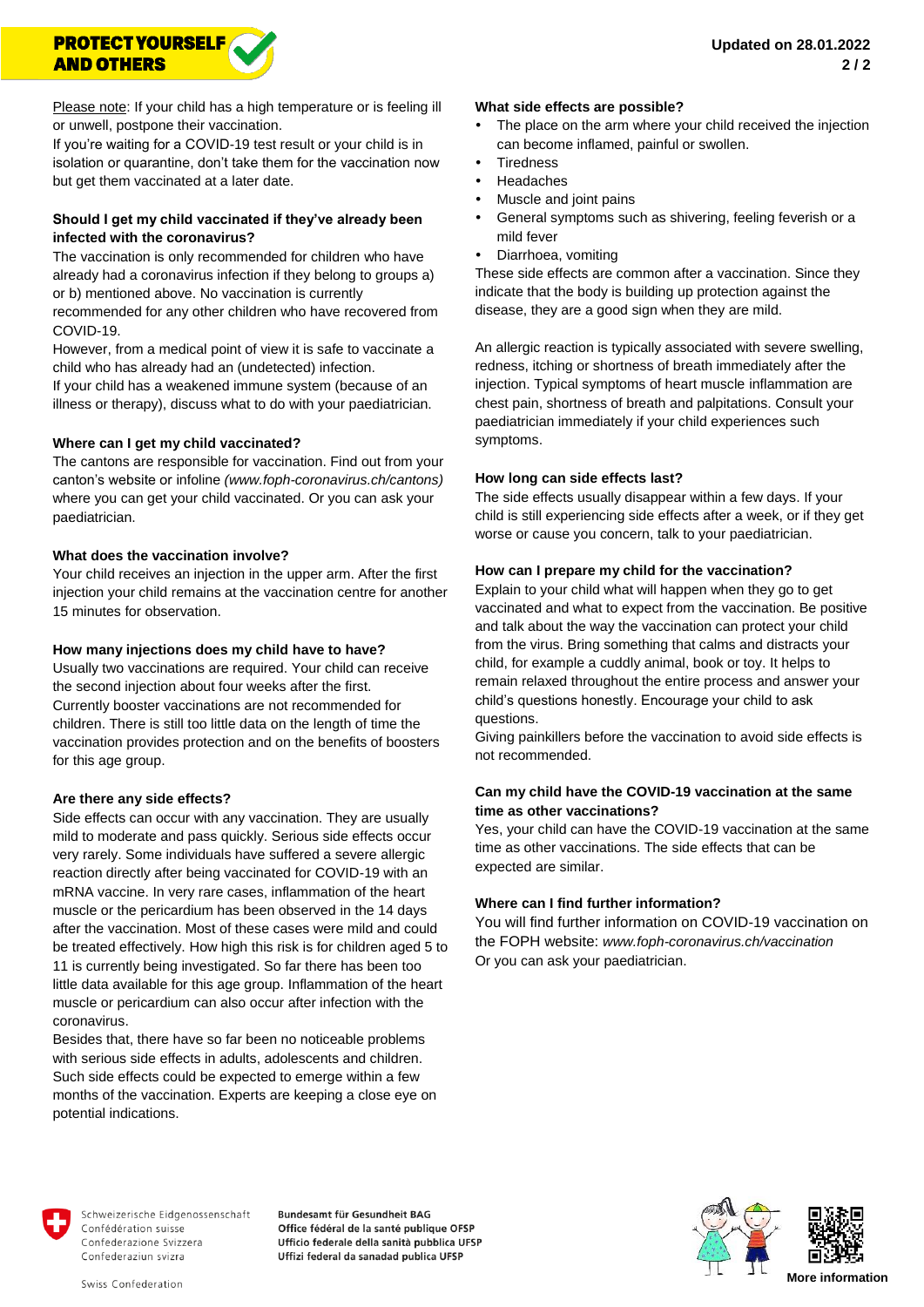Please note: If your child has a high temperature or is feeling ill or unwell, postpone their vaccination.
If you're waiting for a COVID-19 test result or your child is in isolation or quarantine, don't take them for the vaccination now but get them vaccinated at a later date.

### Should I get my child vaccinated if they've already been infected with the coronavirus?

The vaccination is only recommended for children who have already had a coronavirus infection if they belong to groups a) or b) mentioned above. No vaccination is currently recommended for any other children who have recovered from COVID-19.
However, from a medical point of view it is safe to vaccinate a child who has already had an (undetected) infection.
If your child has a weakened immune system (because of an illness or therapy), discuss what to do with your paediatrician.

### Where can I get my child vaccinated?

The cantons are responsible for vaccination. Find out from your canton's website or infoline *(www.foph-coronavirus.ch/cantons)* where you can get your child vaccinated. Or you can ask your paediatrician.

### What does the vaccination involve?

Your child receives an injection in the upper arm. After the first injection your child remains at the vaccination centre for another 15 minutes for observation.

### How many injections does my child have to have?

Usually two vaccinations are required. Your child can receive the second injection about four weeks after the first.
Currently booster vaccinations are not recommended for children. There is still too little data on the length of time the vaccination provides protection and on the benefits of boosters for this age group.

### Are there any side effects?

Side effects can occur with any vaccination. They are usually mild to moderate and pass quickly. Serious side effects occur very rarely. Some individuals have suffered a severe allergic reaction directly after being vaccinated for COVID-19 with an mRNA vaccine. In very rare cases, inflammation of the heart muscle or the pericardium has been observed in the 14 days after the vaccination. Most of these cases were mild and could be treated effectively. How high this risk is for children aged 5 to 11 is currently being investigated. So far there has been too little data available for this age group. Inflammation of the heart muscle or pericardium can also occur after infection with the coronavirus.
Besides that, there have so far been no noticeable problems with serious side effects in adults, adolescents and children. Such side effects could be expected to emerge within a few months of the vaccination. Experts are keeping a close eye on potential indications.

### What side effects are possible?

- The place on the arm where your child received the injection can become inflamed, painful or swollen.
- Tiredness
- Headaches
- Muscle and joint pains
- General symptoms such as shivering, feeling feverish or a mild fever
- Diarrhoea, vomiting

These side effects are common after a vaccination. Since they indicate that the body is building up protection against the disease, they are a good sign when they are mild.

An allergic reaction is typically associated with severe swelling, redness, itching or shortness of breath immediately after the injection. Typical symptoms of heart muscle inflammation are chest pain, shortness of breath and palpitations. Consult your paediatrician immediately if your child experiences such symptoms.

### How long can side effects last?

The side effects usually disappear within a few days. If your child is still experiencing side effects after a week, or if they get worse or cause you concern, talk to your paediatrician.

### How can I prepare my child for the vaccination?

Explain to your child what will happen when they go to get vaccinated and what to expect from the vaccination. Be positive and talk about the way the vaccination can protect your child from the virus. Bring something that calms and distracts your child, for example a cuddly animal, book or toy. It helps to remain relaxed throughout the entire process and answer your child's questions honestly. Encourage your child to ask questions.
Giving painkillers before the vaccination to avoid side effects is not recommended.

### Can my child have the COVID-19 vaccination at the same time as other vaccinations?

Yes, your child can have the COVID-19 vaccination at the same time as other vaccinations. The side effects that can be expected are similar.

### Where can I find further information?

You will find further information on COVID-19 vaccination on the FOPH website: *www.foph-coronavirus.ch/vaccination*
Or you can ask your paediatrician.

More information